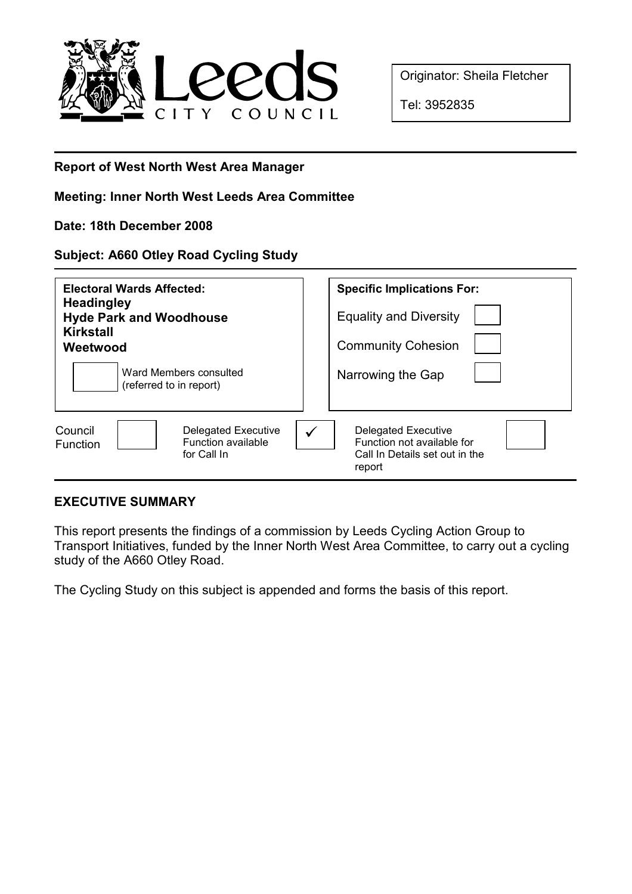Leeds CITY COUNCIL

| Originator: Sheila Fletcher |
| --- |
| Tel: 3952835 |

**Report of West North West Area Manager**

**Meeting: Inner North West Leeds Area Committee**

**Date: 18th December 2008**

**Subject: A660 Otley Road Cycling Study**

| Electoral Wards Affected: | Specific Implications For: | |
| --- | --- | --- |
| **Headingley** | Equality and Diversity | ☐ |
| **Hyde Park and Woodhouse** | Community Cohesion | ☐ |
| **Kirkstall** | Narrowing the Gap | ☐ |
| **Weetwood** | | |
| ☐ Ward Members consulted (referred to in report) | | |

| Council Function | ☐ | Delegated Executive Function available for Call In | ✓ | Delegated Executive Function not available for Call In Details set out in the report | ☐ |
| --- | --- | --- | --- | --- | --- |

## EXECUTIVE SUMMARY

This report presents the findings of a commission by Leeds Cycling Action Group to Transport Initiatives, funded by the Inner North West Area Committee, to carry out a cycling study of the A660 Otley Road.

The Cycling Study on this subject is appended and forms the basis of this report.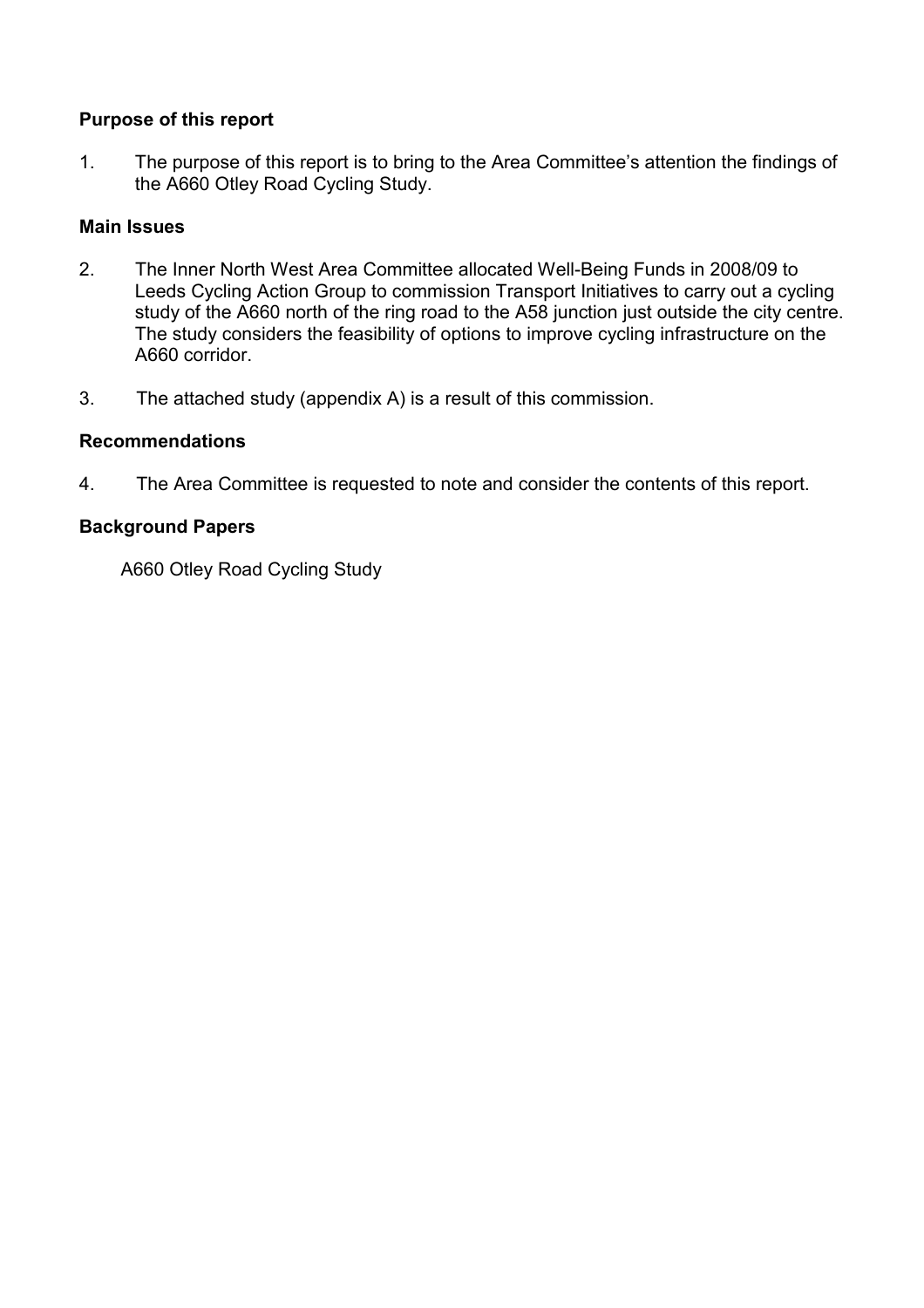**Purpose of this report**

1. The purpose of this report is to bring to the Area Committee's attention the findings of the A660 Otley Road Cycling Study.

**Main Issues**

2. The Inner North West Area Committee allocated Well-Being Funds in 2008/09 to Leeds Cycling Action Group to commission Transport Initiatives to carry out a cycling study of the A660 north of the ring road to the A58 junction just outside the city centre. The study considers the feasibility of options to improve cycling infrastructure on the A660 corridor.

3. The attached study (appendix A) is a result of this commission.

**Recommendations**

4. The Area Committee is requested to note and consider the contents of this report.

**Background Papers**

A660 Otley Road Cycling Study